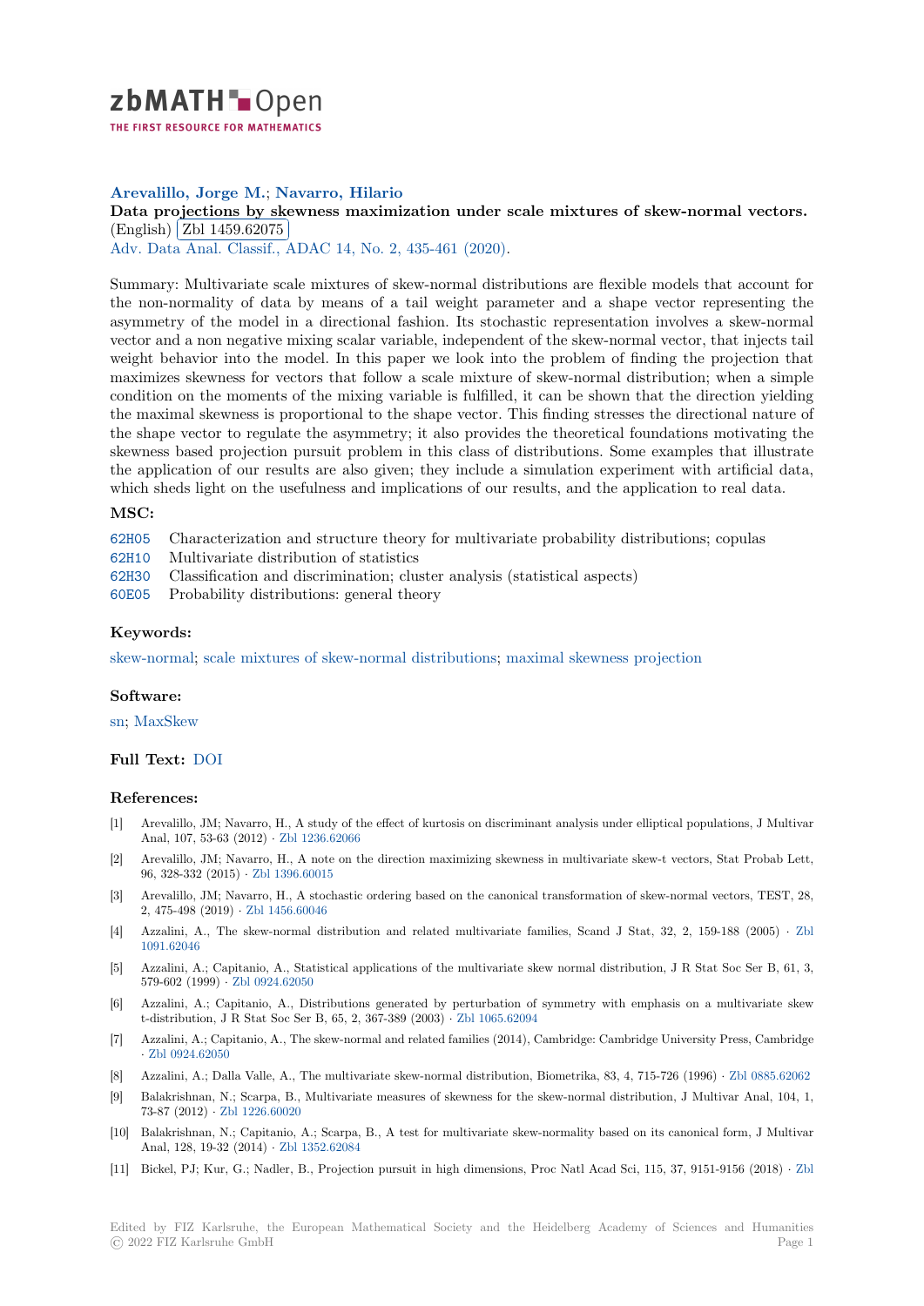zbMATH Open

THE FIRST RESOURCE FOR MATHEMATICS

**Arevalillo, Jorge M.; Navarro, Hilario**

**Data projections by skewness maximization under scale mixtures of skew-normal vectors.** (English) Zbl 1459.62075

Adv. Data Anal. Classif., ADAC 14, No. 2, 435-461 (2020).

Summary: Multivariate scale mixtures of skew-normal distributions are flexible models that account for the non-normality of data by means of a tail weight parameter and a shape vector representing the asymmetry of the model in a directional fashion. Its stochastic representation involves a skew-normal vector and a non negative mixing scalar variable, independent of the skew-normal vector, that injects tail weight behavior into the model. In this paper we look into the problem of finding the projection that maximizes skewness for vectors that follow a scale mixture of skew-normal distribution; when a simple condition on the moments of the mixing variable is fulfilled, it can be shown that the direction yielding the maximal skewness is proportional to the shape vector. This finding stresses the directional nature of the shape vector to regulate the asymmetry; it also provides the theoretical foundations motivating the skewness based projection pursuit problem in this class of distributions. Some examples that illustrate the application of our results are also given; they include a simulation experiment with artificial data, which sheds light on the usefulness and implications of our results, and the application to real data.

### MSC:

62H05 Characterization and structure theory for multivariate probability distributions; copulas
62H10 Multivariate distribution of statistics
62H30 Classification and discrimination; cluster analysis (statistical aspects)
60E05 Probability distributions: general theory

### Keywords:

skew-normal; scale mixtures of skew-normal distributions; maximal skewness projection

### Software:

sn; MaxSkew

### Full Text: DOI

### References:

[1] Arevalillo, JM; Navarro, H., A study of the effect of kurtosis on discriminant analysis under elliptical populations, J Multivar Anal, 107, 53-63 (2012) · Zbl 1236.62066

[2] Arevalillo, JM; Navarro, H., A note on the direction maximizing skewness in multivariate skew-t vectors, Stat Probab Lett, 96, 328-332 (2015) · Zbl 1396.60015

[3] Arevalillo, JM; Navarro, H., A stochastic ordering based on the canonical transformation of skew-normal vectors, TEST, 28, 2, 475-498 (2019) · Zbl 1456.60046

[4] Azzalini, A., The skew-normal distribution and related multivariate families, Scand J Stat, 32, 2, 159-188 (2005) · Zbl 1091.62046

[5] Azzalini, A.; Capitanio, A., Statistical applications of the multivariate skew normal distribution, J R Stat Soc Ser B, 61, 3, 579-602 (1999) · Zbl 0924.62050

[6] Azzalini, A.; Capitanio, A., Distributions generated by perturbation of symmetry with emphasis on a multivariate skew t-distribution, J R Stat Soc Ser B, 65, 2, 367-389 (2003) · Zbl 1065.62094

[7] Azzalini, A.; Capitanio, A., The skew-normal and related families (2014), Cambridge: Cambridge University Press, Cambridge · Zbl 0924.62050

[8] Azzalini, A.; Dalla Valle, A., The multivariate skew-normal distribution, Biometrika, 83, 4, 715-726 (1996) · Zbl 0885.62062

[9] Balakrishnan, N.; Scarpa, B., Multivariate measures of skewness for the skew-normal distribution, J Multivar Anal, 104, 1, 73-87 (2012) · Zbl 1226.60020

[10] Balakrishnan, N.; Capitanio, A.; Scarpa, B., A test for multivariate skew-normality based on its canonical form, J Multivar Anal, 128, 19-32 (2014) · Zbl 1352.62084

[11] Bickel, PJ; Kur, G.; Nadler, B., Projection pursuit in high dimensions, Proc Natl Acad Sci, 115, 37, 9151-9156 (2018) · Zbl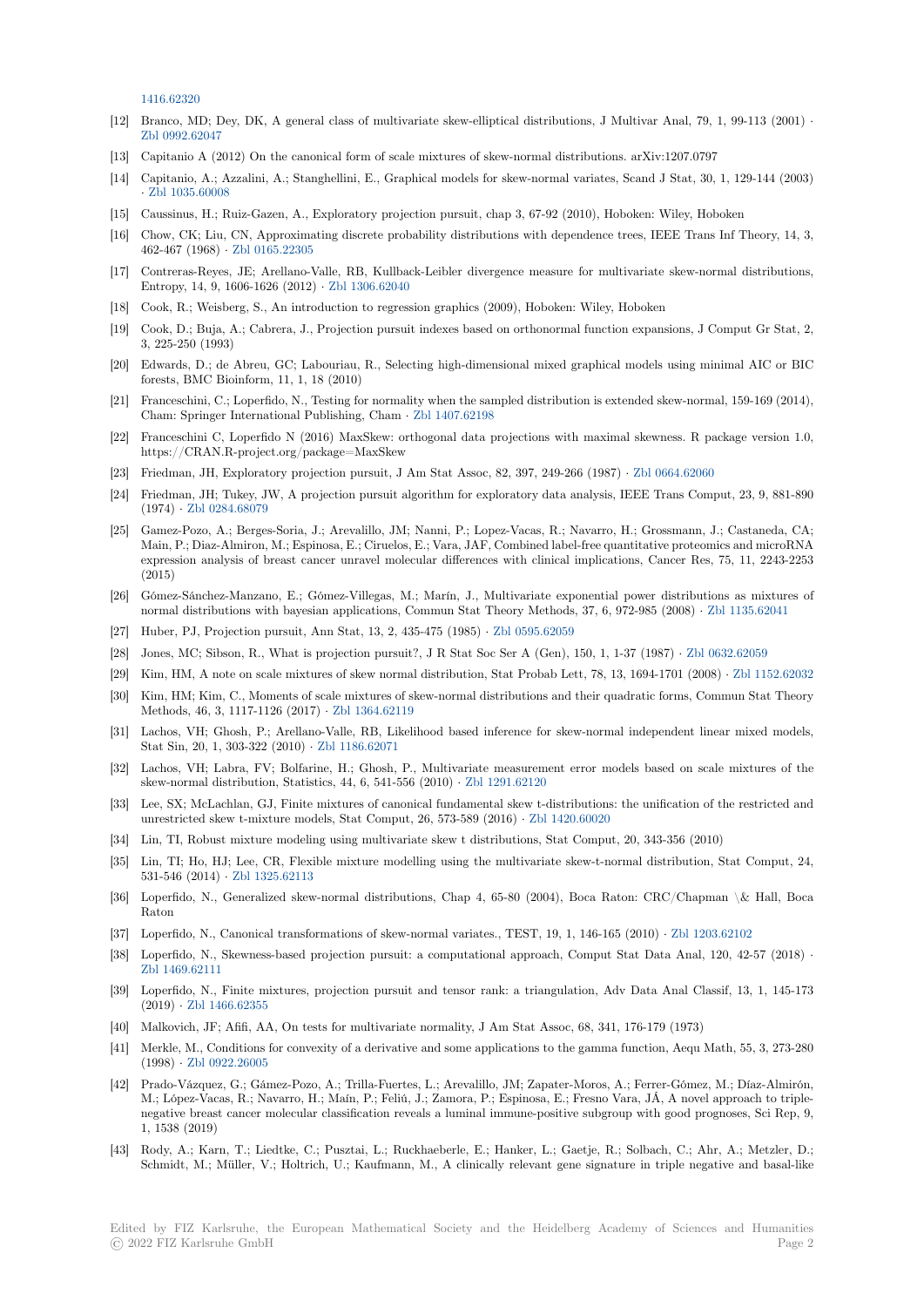1416.62320

[12] Branco, MD; Dey, DK, A general class of multivariate skew-elliptical distributions, J Multivar Anal, 79, 1, 99-113 (2001) · Zbl 0992.62047

[13] Capitanio A (2012) On the canonical form of scale mixtures of skew-normal distributions. arXiv:1207.0797

[14] Capitanio, A.; Azzalini, A.; Stanghellini, E., Graphical models for skew-normal variates, Scand J Stat, 30, 1, 129-144 (2003) · Zbl 1035.60008

[15] Caussinus, H.; Ruiz-Gazen, A., Exploratory projection pursuit, chap 3, 67-92 (2010), Hoboken: Wiley, Hoboken

[16] Chow, CK; Liu, CN, Approximating discrete probability distributions with dependence trees, IEEE Trans Inf Theory, 14, 3, 462-467 (1968) · Zbl 0165.22305

[17] Contreras-Reyes, JE; Arellano-Valle, RB, Kullback-Leibler divergence measure for multivariate skew-normal distributions, Entropy, 14, 9, 1606-1626 (2012) · Zbl 1306.62040

[18] Cook, R.; Weisberg, S., An introduction to regression graphics (2009), Hoboken: Wiley, Hoboken

[19] Cook, D.; Buja, A.; Cabrera, J., Projection pursuit indexes based on orthonormal function expansions, J Comput Gr Stat, 2, 3, 225-250 (1993)

[20] Edwards, D.; de Abreu, GC; Labouriau, R., Selecting high-dimensional mixed graphical models using minimal AIC or BIC forests, BMC Bioinform, 11, 1, 18 (2010)

[21] Franceschini, C.; Loperfido, N., Testing for normality when the sampled distribution is extended skew-normal, 159-169 (2014), Cham: Springer International Publishing, Cham · Zbl 1407.62198

[22] Franceschini C, Loperfido N (2016) MaxSkew: orthogonal data projections with maximal skewness. R package version 1.0, https://CRAN.R-project.org/package=MaxSkew

[23] Friedman, JH, Exploratory projection pursuit, J Am Stat Assoc, 82, 397, 249-266 (1987) · Zbl 0664.62060

[24] Friedman, JH; Tukey, JW, A projection pursuit algorithm for exploratory data analysis, IEEE Trans Comput, 23, 9, 881-890 (1974) · Zbl 0284.68079

[25] Gamez-Pozo, A.; Berges-Soria, J.; Arevalillo, JM; Nanni, P.; Lopez-Vacas, R.; Navarro, H.; Grossmann, J.; Castaneda, CA; Main, P.; Diaz-Almiron, M.; Espinosa, E.; Ciruelos, E.; Vara, JAF, Combined label-free quantitative proteomics and microRNA expression analysis of breast cancer unravel molecular differences with clinical implications, Cancer Res, 75, 11, 2243-2253 (2015)

[26] Gómez-Sánchez-Manzano, E.; Gómez-Villegas, M.; Marín, J., Multivariate exponential power distributions as mixtures of normal distributions with bayesian applications, Commun Stat Theory Methods, 37, 6, 972-985 (2008) · Zbl 1135.62041

[27] Huber, PJ, Projection pursuit, Ann Stat, 13, 2, 435-475 (1985) · Zbl 0595.62059

[28] Jones, MC; Sibson, R., What is projection pursuit?, J R Stat Soc Ser A (Gen), 150, 1, 1-37 (1987) · Zbl 0632.62059

[29] Kim, HM, A note on scale mixtures of skew normal distribution, Stat Probab Lett, 78, 13, 1694-1701 (2008) · Zbl 1152.62032

[30] Kim, HM; Kim, C., Moments of scale mixtures of skew-normal distributions and their quadratic forms, Commun Stat Theory Methods, 46, 3, 1117-1126 (2017) · Zbl 1364.62119

[31] Lachos, VH; Ghosh, P.; Arellano-Valle, RB, Likelihood based inference for skew-normal independent linear mixed models, Stat Sin, 20, 1, 303-322 (2010) · Zbl 1186.62071

[32] Lachos, VH; Labra, FV; Bolfarine, H.; Ghosh, P., Multivariate measurement error models based on scale mixtures of the skew-normal distribution, Statistics, 44, 6, 541-556 (2010) · Zbl 1291.62120

[33] Lee, SX; McLachlan, GJ, Finite mixtures of canonical fundamental skew t-distributions: the unification of the restricted and unrestricted skew t-mixture models, Stat Comput, 26, 573-589 (2016) · Zbl 1420.60020

[34] Lin, TI, Robust mixture modeling using multivariate skew t distributions, Stat Comput, 20, 343-356 (2010)

[35] Lin, TI; Ho, HJ; Lee, CR, Flexible mixture modelling using the multivariate skew-t-normal distribution, Stat Comput, 24, 531-546 (2014) · Zbl 1325.62113

[36] Loperfido, N., Generalized skew-normal distributions, Chap 4, 65-80 (2004), Boca Raton: CRC/Chapman \& Hall, Boca Raton

[37] Loperfido, N., Canonical transformations of skew-normal variates., TEST, 19, 1, 146-165 (2010) · Zbl 1203.62102

[38] Loperfido, N., Skewness-based projection pursuit: a computational approach, Comput Stat Data Anal, 120, 42-57 (2018) · Zbl 1469.62111

[39] Loperfido, N., Finite mixtures, projection pursuit and tensor rank: a triangulation, Adv Data Anal Classif, 13, 1, 145-173 (2019) · Zbl 1466.62355

[40] Malkovich, JF; Afifi, AA, On tests for multivariate normality, J Am Stat Assoc, 68, 341, 176-179 (1973)

[41] Merkle, M., Conditions for convexity of a derivative and some applications to the gamma function, Aequ Math, 55, 3, 273-280 (1998) · Zbl 0922.26005

[42] Prado-Vázquez, G.; Gámez-Pozo, A.; Trilla-Fuertes, L.; Arevalillo, JM; Zapater-Moros, A.; Ferrer-Gómez, M.; Díaz-Almirón, M.; López-Vacas, R.; Navarro, H.; Maín, P.; Feliú, J.; Zamora, P.; Espinosa, E.; Fresno Vara, JÁ, A novel approach to triple-negative breast cancer molecular classification reveals a luminal immune-positive subgroup with good prognoses, Sci Rep, 9, 1, 1538 (2019)

[43] Rody, A.; Karn, T.; Liedtke, C.; Pusztai, L.; Ruckhaeberle, E.; Hanker, L.; Gaetje, R.; Solbach, C.; Ahr, A.; Metzler, D.; Schmidt, M.; Müller, V.; Holtrich, U.; Kaufmann, M., A clinically relevant gene signature in triple negative and basal-like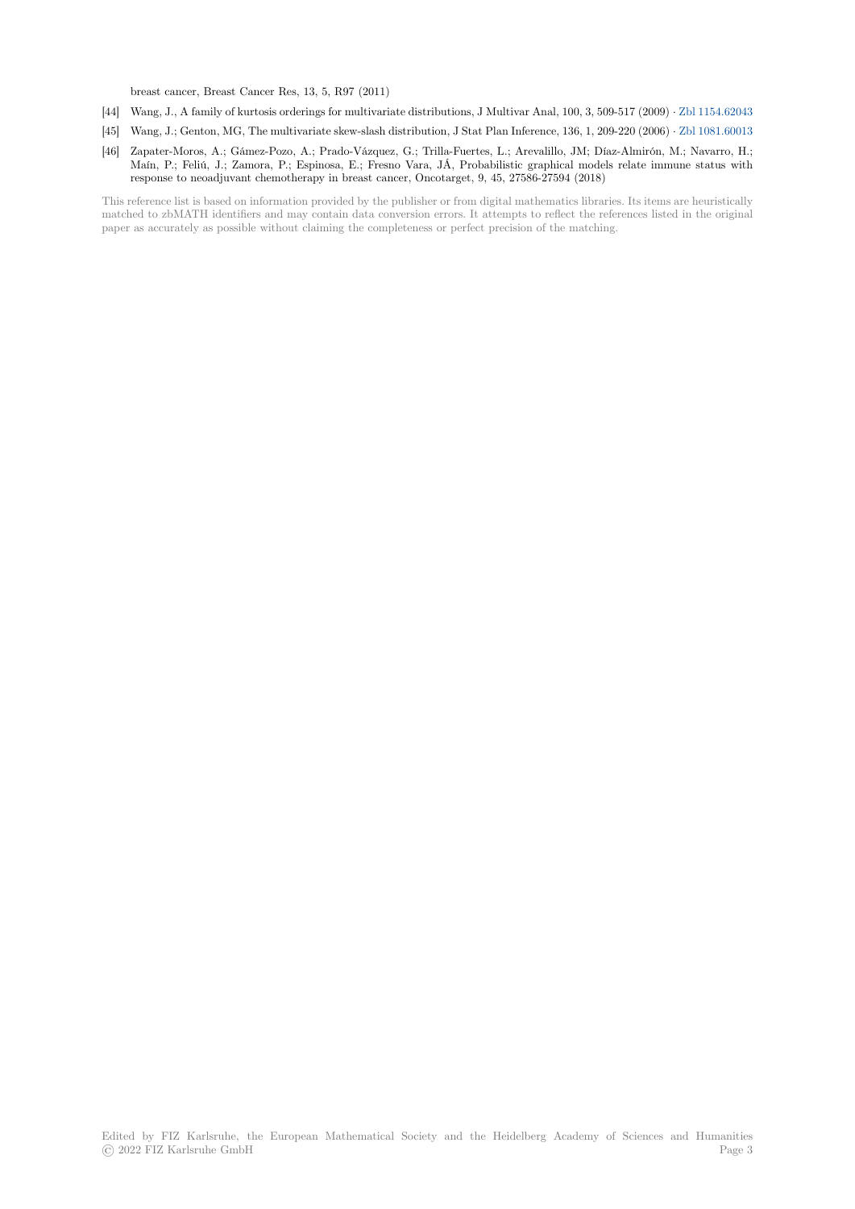breast cancer, Breast Cancer Res, 13, 5, R97 (2011)

[44] Wang, J., A family of kurtosis orderings for multivariate distributions, J Multivar Anal, 100, 3, 509-517 (2009) · Zbl 1154.62043

[45] Wang, J.; Genton, MG, The multivariate skew-slash distribution, J Stat Plan Inference, 136, 1, 209-220 (2006) · Zbl 1081.60013

[46] Zapater-Moros, A.; Gámez-Pozo, A.; Prado-Vázquez, G.; Trilla-Fuertes, L.; Arevalillo, JM; Díaz-Almirón, M.; Navarro, H.; Maín, P.; Feliú, J.; Zamora, P.; Espinosa, E.; Fresno Vara, JÁ, Probabilistic graphical models relate immune status with response to neoadjuvant chemotherapy in breast cancer, Oncotarget, 9, 45, 27586-27594 (2018)

This reference list is based on information provided by the publisher or from digital mathematics libraries. Its items are heuristically matched to zbMATH identifiers and may contain data conversion errors. It attempts to reflect the references listed in the original paper as accurately as possible without claiming the completeness or perfect precision of the matching.